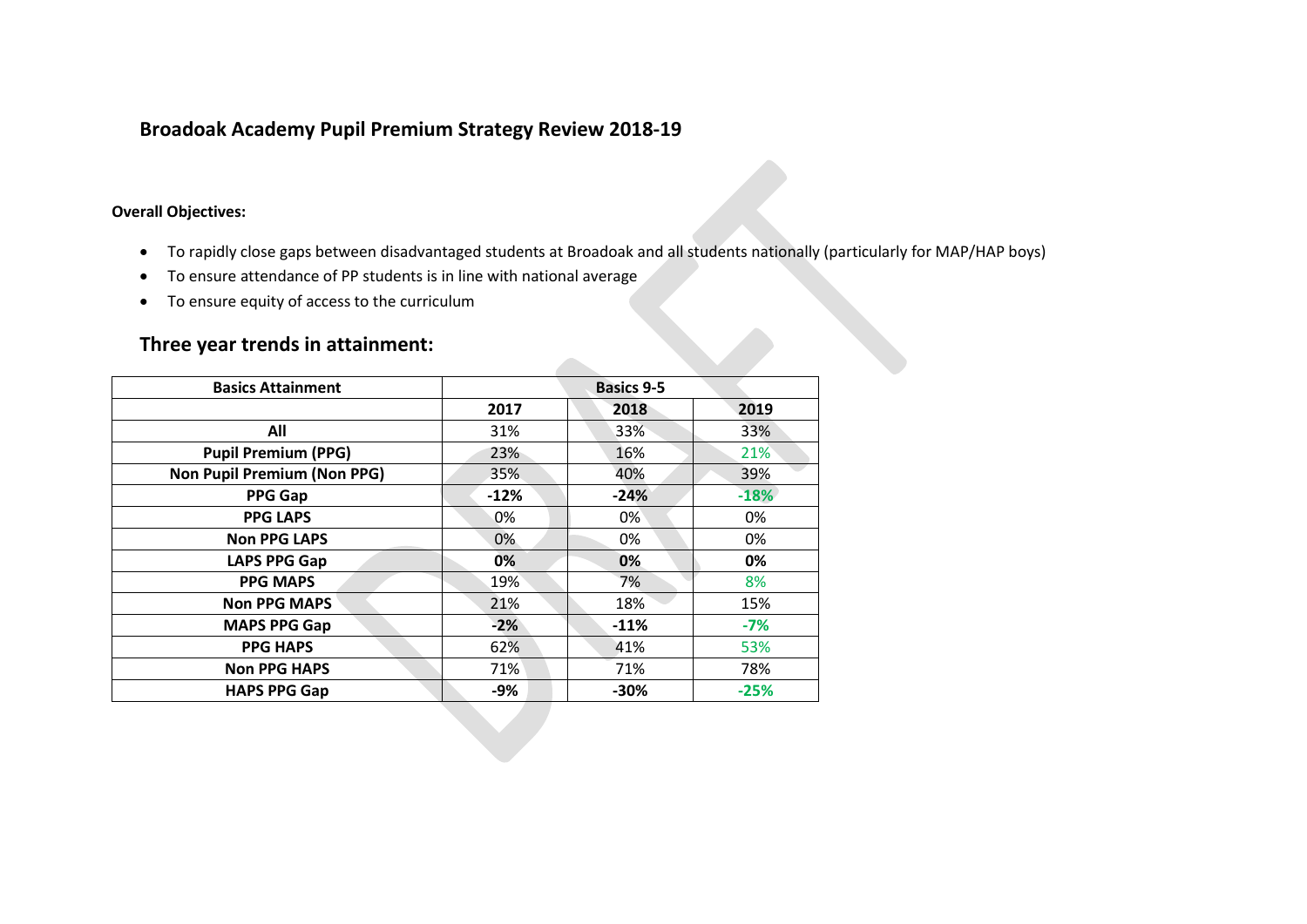# Broadoak Academy Pupil Premium Strategy Review 2018-19

**Overall Objectives:**

- To rapidly close gaps between disadvantaged students at Broadoak and all students nationally (particularly for MAP/HAP boys)
- To ensure attendance of PP students is in line with national average
- To ensure equity of access to the curriculum

## Three year trends in attainment:

| Basics Attainment | Basics 9-5 | | |
|---|---|---|---|
| | 2017 | 2018 | 2019 |
| All | 31% | 33% | 33% |
| Pupil Premium (PPG) | 23% | 16% | 21% |
| Non Pupil Premium (Non PPG) | 35% | 40% | 39% |
| **PPG Gap** | **-12%** | **-24%** | **-18%** |
| PPG LAPS | 0% | 0% | 0% |
| Non PPG LAPS | 0% | 0% | 0% |
| **LAPS PPG Gap** | **0%** | **0%** | **0%** |
| PPG MAPS | 19% | 7% | 8% |
| Non PPG MAPS | 21% | 18% | 15% |
| **MAPS PPG Gap** | **-2%** | **-11%** | **-7%** |
| PPG HAPS | 62% | 41% | 53% |
| Non PPG HAPS | 71% | 71% | 78% |
| **HAPS PPG Gap** | **-9%** | **-30%** | **-25%** |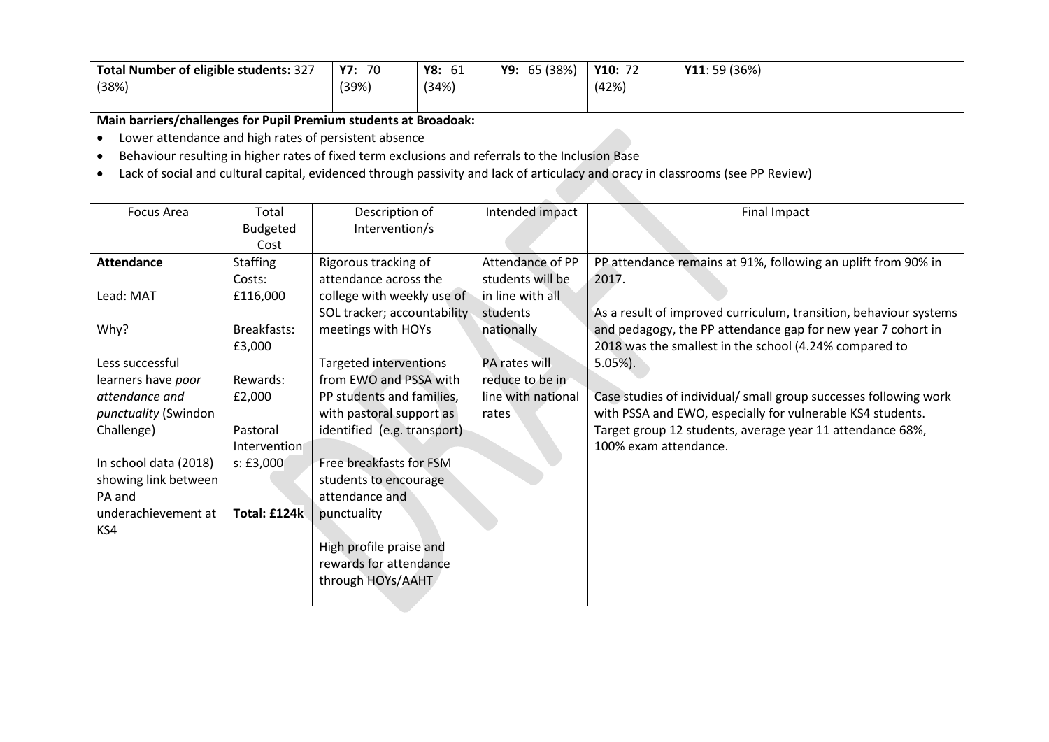| Total Number of eligible students: 327 (38%) | Y7: 70 (39%) | Y8: 61 (34%) | Y9: 65 (38%) | Y10: 72 (42%) | Y11: 59 (36%) |
|---|---|---|---|---|---|

**Main barriers/challenges for Pupil Premium students at Broadoak:**

- Lower attendance and high rates of persistent absence
- Behaviour resulting in higher rates of fixed term exclusions and referrals to the Inclusion Base
- Lack of social and cultural capital, evidenced through passivity and lack of articulacy and oracy in classrooms (see PP Review)

| Focus Area | Total Budgeted Cost | Description of Intervention/s | Intended impact | Final Impact |
|---|---|---|---|---|
| **Attendance**<br><br>Lead: MAT<br><br>Why?<br><br>Less successful learners have *poor attendance and punctuality* (Swindon Challenge)<br><br>In school data (2018) showing link between PA and underachievement at KS4 | Staffing Costs: £116,000<br><br>Breakfasts: £3,000<br><br>Rewards: £2,000<br><br>Pastoral Interventions: £3,000<br><br>**Total: £124k** | Rigorous tracking of attendance across the college with weekly use of SOL tracker; accountability meetings with HOYs<br><br>Targeted interventions from EWO and PSSA with PP students and families, with pastoral support as identified (e.g. transport)<br><br>Free breakfasts for FSM students to encourage attendance and punctuality<br><br>High profile praise and rewards for attendance through HOYs/AAHT | Attendance of PP students will be in line with all students nationally<br><br>PA rates will reduce to be in line with national rates | PP attendance remains at 91%, following an uplift from 90% in 2017.<br><br>As a result of improved curriculum, transition, behaviour systems and pedagogy, the PP attendance gap for new year 7 cohort in 2018 was the smallest in the school (4.24% compared to 5.05%).<br><br>Case studies of individual/ small group successes following work with PSSA and EWO, especially for vulnerable KS4 students. Target group 12 students, average year 11 attendance 68%, 100% exam attendance. |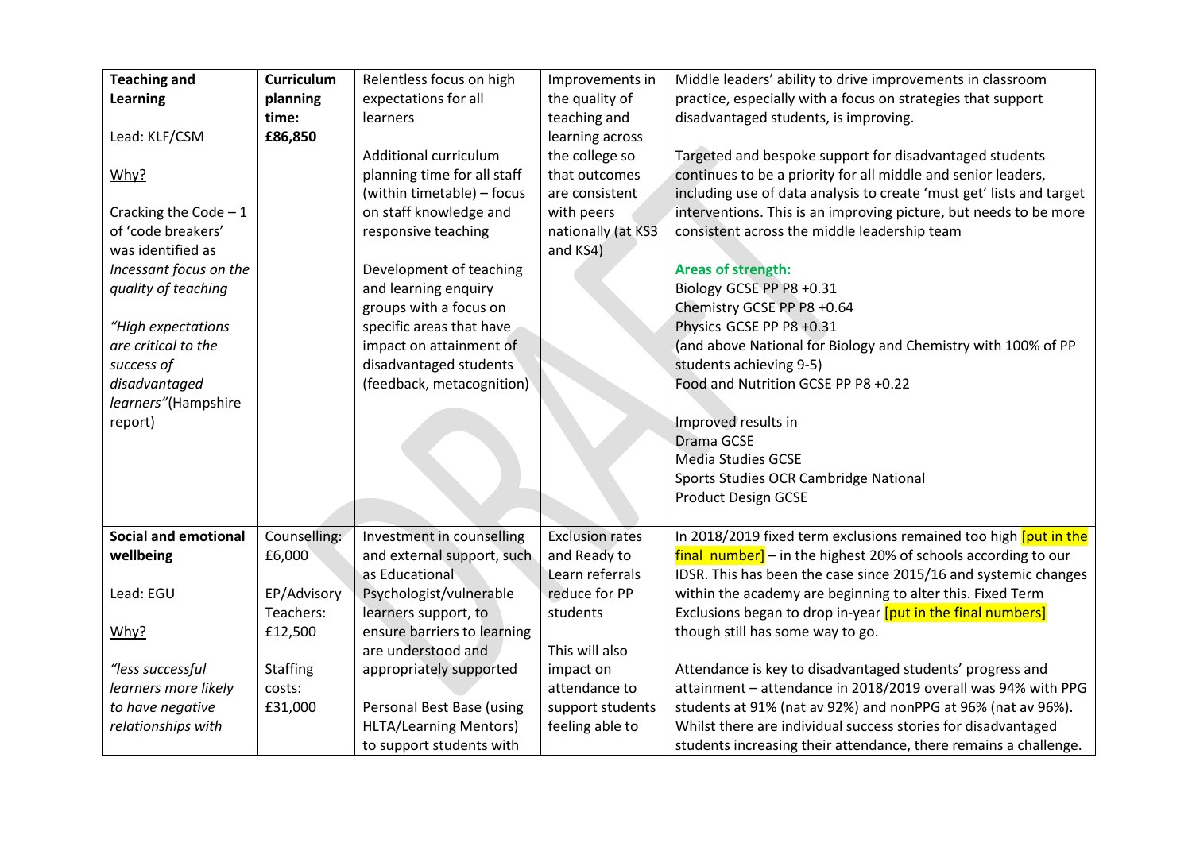| | | | | |
|---|---|---|---|---|
| **Teaching and Learning**<br><br>Lead: KLF/CSM<br><br>Why?<br><br>Cracking the Code – 1 of 'code breakers' was identified as *Incessant focus on the quality of teaching*<br><br>*"High expectations are critical to the success of disadvantaged learners"*(Hampshire report) | **Curriculum planning time: £86,850** | Relentless focus on high expectations for all learners<br><br>Additional curriculum planning time for all staff (within timetable) – focus on staff knowledge and responsive teaching<br><br>Development of teaching and learning enquiry groups with a focus on specific areas that have impact on attainment of disadvantaged students (feedback, metacognition) | Improvements in the quality of teaching and learning across the college so that outcomes are consistent with peers nationally (at KS3 and KS4) | Middle leaders' ability to drive improvements in classroom practice, especially with a focus on strategies that support disadvantaged students, is improving.<br><br>Targeted and bespoke support for disadvantaged students continues to be a priority for all middle and senior leaders, including use of data analysis to create 'must get' lists and target interventions. This is an improving picture, but needs to be more consistent across the middle leadership team<br><br>**Areas of strength:**<br>Biology GCSE PP P8 +0.31<br>Chemistry GCSE PP P8 +0.64<br>Physics GCSE PP P8 +0.31<br>(and above National for Biology and Chemistry with 100% of PP students achieving 9-5)<br>Food and Nutrition GCSE PP P8 +0.22<br><br>Improved results in<br>Drama GCSE<br>Media Studies GCSE<br>Sports Studies OCR Cambridge National<br>Product Design GCSE |
| **Social and emotional wellbeing**<br><br>Lead: EGU<br><br>Why?<br><br>*"less successful learners more likely to have negative relationships with* | Counselling: £6,000<br><br>EP/Advisory Teachers: £12,500<br><br>Staffing costs: £31,000 | Investment in counselling and external support, such as Educational Psychologist/vulnerable learners support, to ensure barriers to learning are understood and appropriately supported<br><br>Personal Best Base (using HLTA/Learning Mentors) to support students with | Exclusion rates and Ready to Learn referrals reduce for PP students<br><br>This will also impact on attendance to support students feeling able to | In 2018/2019 fixed term exclusions remained too high [put in the final number] – in the highest 20% of schools according to our IDSR. This has been the case since 2015/16 and systemic changes within the academy are beginning to alter this. Fixed Term Exclusions began to drop in-year [put in the final numbers] though still has some way to go.<br><br>Attendance is key to disadvantaged students' progress and attainment – attendance in 2018/2019 overall was 94% with PPG students at 91% (nat av 92%) and nonPPG at 96% (nat av 96%). Whilst there are individual success stories for disadvantaged students increasing their attendance, there remains a challenge. |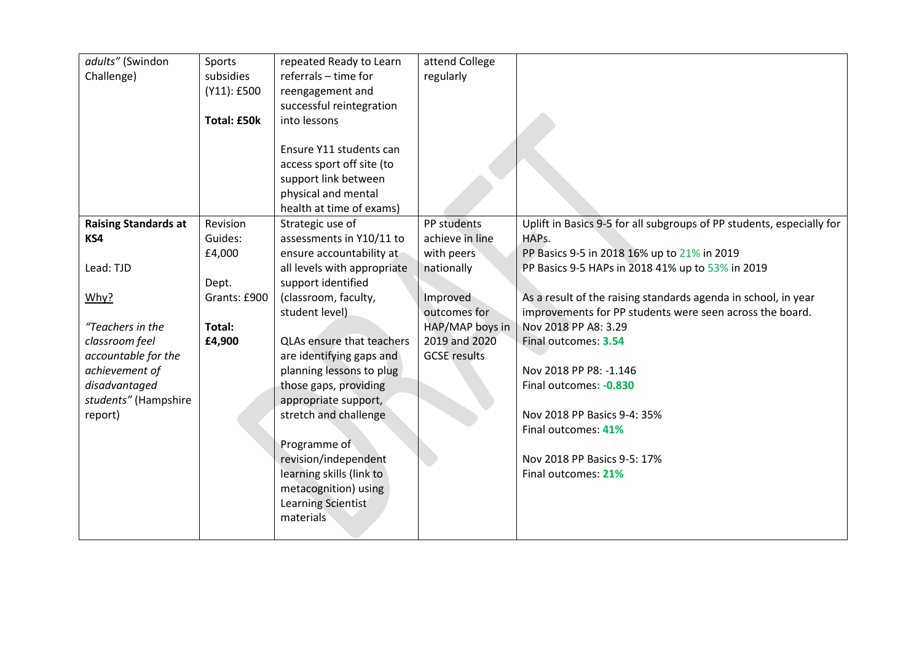| | | | | |
|---|---|---|---|---|
| *adults"* (Swindon Challenge) | Sports subsidies (Y11): £500<br><br>**Total: £50k** | repeated Ready to Learn referrals – time for reengagement and successful reintegration into lessons<br><br>Ensure Y11 students can access sport off site (to support link between physical and mental health at time of exams) | attend College regularly | |
| **Raising Standards at KS4**<br><br>Lead: TJD<br><br>Why?<br><br>*"Teachers in the classroom feel accountable for the achievement of disadvantaged students"* (Hampshire report) | Revision Guides: £4,000<br><br>Dept. Grants: £900<br><br>**Total: £4,900** | Strategic use of assessments in Y10/11 to ensure accountability at all levels with appropriate support identified (classroom, faculty, student level)<br><br>QLAs ensure that teachers are identifying gaps and planning lessons to plug those gaps, providing appropriate support, stretch and challenge<br><br>Programme of revision/independent learning skills (link to metacognition) using Learning Scientist materials | PP students achieve in line with peers nationally<br><br>Improved outcomes for HAP/MAP boys in 2019 and 2020 GCSE results | Uplift in Basics 9-5 for all subgroups of PP students, especially for HAPs.<br>PP Basics 9-5 in 2018 16% up to 21% in 2019<br>PP Basics 9-5 HAPs in 2018 41% up to 53% in 2019<br><br>As a result of the raising standards agenda in school, in year improvements for PP students were seen across the board.<br>Nov 2018 PP A8: 3.29<br>Final outcomes: **3.54**<br><br>Nov 2018 PP P8: -1.146<br>Final outcomes: **-0.830**<br><br>Nov 2018 PP Basics 9-4: 35%<br>Final outcomes: **41%**<br><br>Nov 2018 PP Basics 9-5: 17%<br>Final outcomes: **21%** |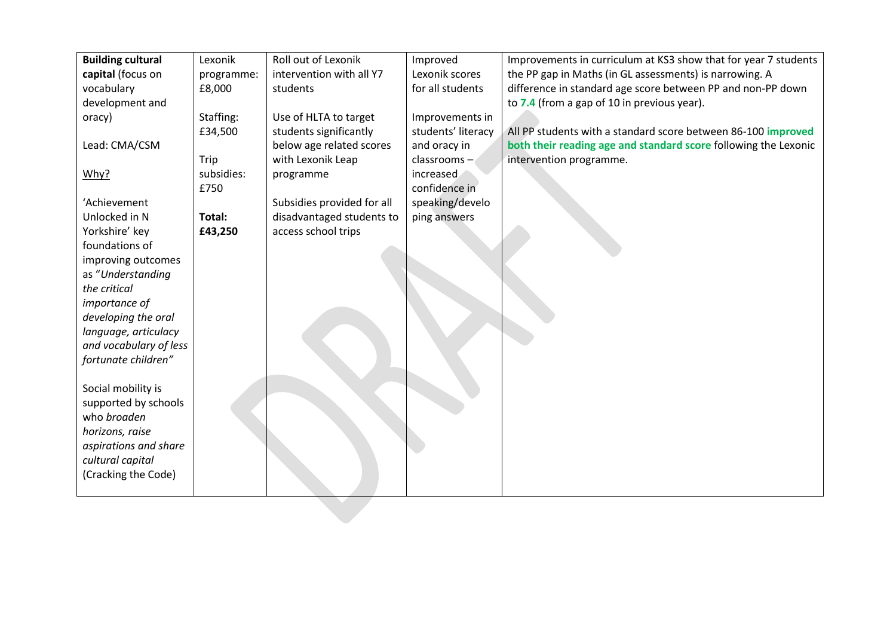| | | | | |
|---|---|---|---|---|
| **Building cultural capital** (focus on vocabulary development and oracy)<br><br>Lead: CMA/CSM<br><br>Why?<br><br>'Achievement Unlocked in N Yorkshire' key foundations of improving outcomes as "*Understanding the critical importance of developing the oral language, articulacy and vocabulary of less fortunate children"*<br><br>Social mobility is supported by schools who *broaden horizons, raise aspirations and share cultural capital* (Cracking the Code) | Lexonik programme: £8,000<br><br>Staffing: £34,500<br><br>Trip subsidies: £750<br><br>**Total: £43,250** | Roll out of Lexonik intervention with all Y7 students<br><br>Use of HLTA to target students significantly below age related scores with Lexonik Leap programme<br><br>Subsidies provided for all disadvantaged students to access school trips | Improved Lexonik scores for all students<br><br>Improvements in students' literacy and oracy in classrooms – increased confidence in speaking/developing answers | Improvements in curriculum at KS3 show that for year 7 students the PP gap in Maths (in GL assessments) is narrowing. A difference in standard age score between PP and non-PP down to **7.4** (from a gap of 10 in previous year).<br><br>All PP students with a standard score between 86-100 **improved both their reading age and standard score** following the Lexonic intervention programme. |